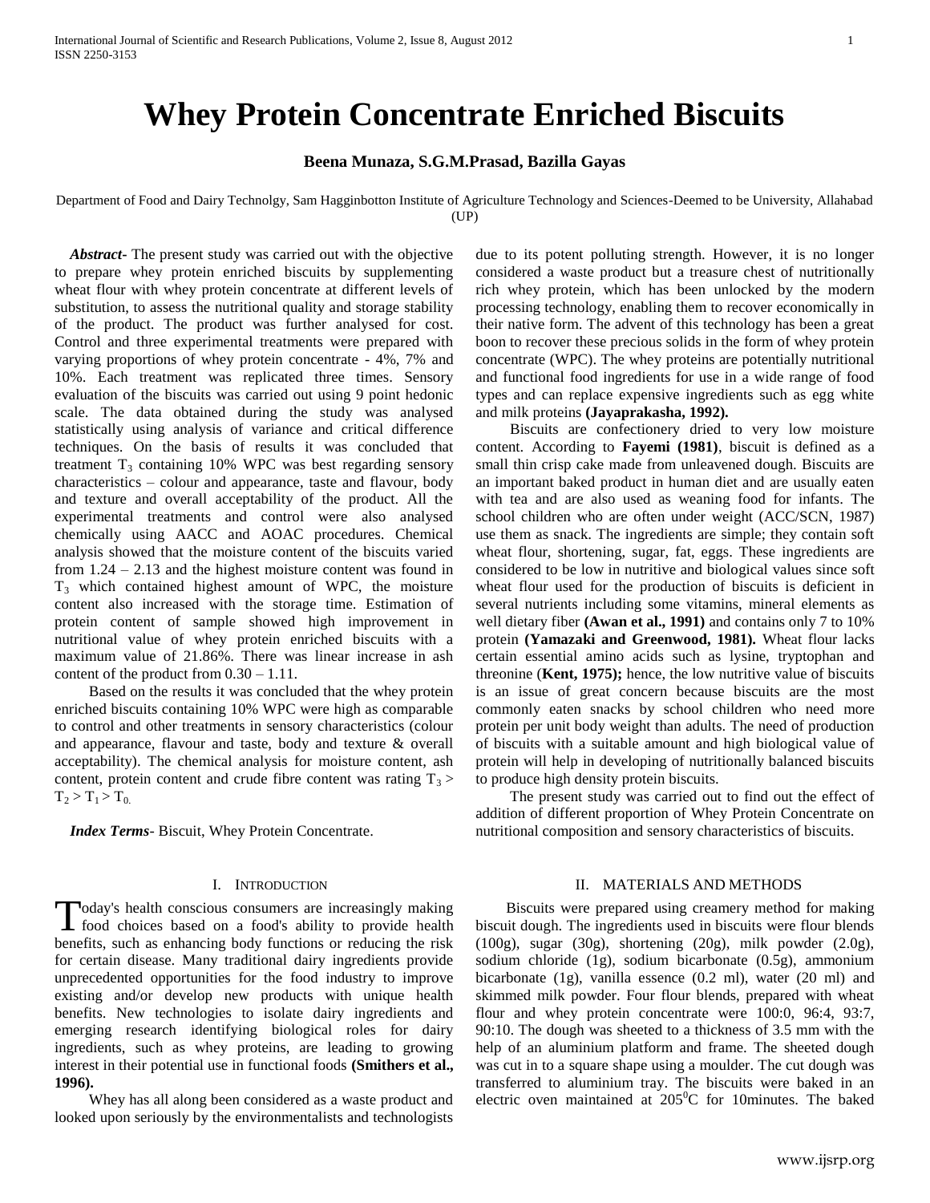# Whey Protein Concentrate Enriched Biscuits

**Beena Munaza, S.G.M.Prasad, Bazilla Gayas**

Department of Food and Dairy Technolgy, Sam Hagginbotton Institute of Agriculture Technology and Sciences-Deemed to be University, Allahabad (UP)

***Abstract-*** The present study was carried out with the objective to prepare whey protein enriched biscuits by supplementing wheat flour with whey protein concentrate at different levels of substitution, to assess the nutritional quality and storage stability of the product. The product was further analysed for cost. Control and three experimental treatments were prepared with varying proportions of whey protein concentrate - 4%, 7% and 10%. Each treatment was replicated three times. Sensory evaluation of the biscuits was carried out using 9 point hedonic scale. The data obtained during the study was analysed statistically using analysis of variance and critical difference techniques. On the basis of results it was concluded that treatment $T_3$ containing 10% WPC was best regarding sensory characteristics – colour and appearance, taste and flavour, body and texture and overall acceptability of the product. All the experimental treatments and control were also analysed chemically using AACC and AOAC procedures. Chemical analysis showed that the moisture content of the biscuits varied from 1.24 – 2.13 and the highest moisture content was found in $T_3$ which contained highest amount of WPC, the moisture content also increased with the storage time. Estimation of protein content of sample showed high improvement in nutritional value of whey protein enriched biscuits with a maximum value of 21.86%. There was linear increase in ash content of the product from 0.30 – 1.11.

Based on the results it was concluded that the whey protein enriched biscuits containing 10% WPC were high as comparable to control and other treatments in sensory characteristics (colour and appearance, flavour and taste, body and texture & overall acceptability). The chemical analysis for moisture content, ash content, protein content and crude fibre content was rating $T_3 > T_2 > T_1 > T_0$.

***Index Terms***- Biscuit, Whey Protein Concentrate.

## I. Introduction

Today's health conscious consumers are increasingly making food choices based on a food's ability to provide health benefits, such as enhancing body functions or reducing the risk for certain disease. Many traditional dairy ingredients provide unprecedented opportunities for the food industry to improve existing and/or develop new products with unique health benefits. New technologies to isolate dairy ingredients and emerging research identifying biological roles for dairy ingredients, such as whey proteins, are leading to growing interest in their potential use in functional foods **(Smithers et al., 1996).**

Whey has all along been considered as a waste product and looked upon seriously by the environmentalists and technologists due to its potent polluting strength. However, it is no longer considered a waste product but a treasure chest of nutritionally rich whey protein, which has been unlocked by the modern processing technology, enabling them to recover economically in their native form. The advent of this technology has been a great boon to recover these precious solids in the form of whey protein concentrate (WPC). The whey proteins are potentially nutritional and functional food ingredients for use in a wide range of food types and can replace expensive ingredients such as egg white and milk proteins **(Jayaprakasha, 1992).**

Biscuits are confectionery dried to very low moisture content. According to **Fayemi (1981)**, biscuit is defined as a small thin crisp cake made from unleavened dough. Biscuits are an important baked product in human diet and are usually eaten with tea and are also used as weaning food for infants. The school children who are often under weight (ACC/SCN, 1987) use them as snack. The ingredients are simple; they contain soft wheat flour, shortening, sugar, fat, eggs. These ingredients are considered to be low in nutritive and biological values since soft wheat flour used for the production of biscuits is deficient in several nutrients including some vitamins, mineral elements as well dietary fiber **(Awan et al., 1991)** and contains only 7 to 10% protein **(Yamazaki and Greenwood, 1981).** Wheat flour lacks certain essential amino acids such as lysine, tryptophan and threonine (**Kent, 1975);** hence, the low nutritive value of biscuits is an issue of great concern because biscuits are the most commonly eaten snacks by school children who need more protein per unit body weight than adults. The need of production of biscuits with a suitable amount and high biological value of protein will help in developing of nutritionally balanced biscuits to produce high density protein biscuits.

The present study was carried out to find out the effect of addition of different proportion of Whey Protein Concentrate on nutritional composition and sensory characteristics of biscuits.

## II. Materials and Methods

Biscuits were prepared using creamery method for making biscuit dough. The ingredients used in biscuits were flour blends (100g), sugar (30g), shortening (20g), milk powder (2.0g), sodium chloride (1g), sodium bicarbonate (0.5g), ammonium bicarbonate (1g), vanilla essence (0.2 ml), water (20 ml) and skimmed milk powder. Four flour blends, prepared with wheat flour and whey protein concentrate were 100:0, 96:4, 93:7, 90:10. The dough was sheeted to a thickness of 3.5 mm with the help of an aluminium platform and frame. The sheeted dough was cut in to a square shape using a moulder. The cut dough was transferred to aluminium tray. The biscuits were baked in an electric oven maintained at 205$^0$C for 10minutes. The baked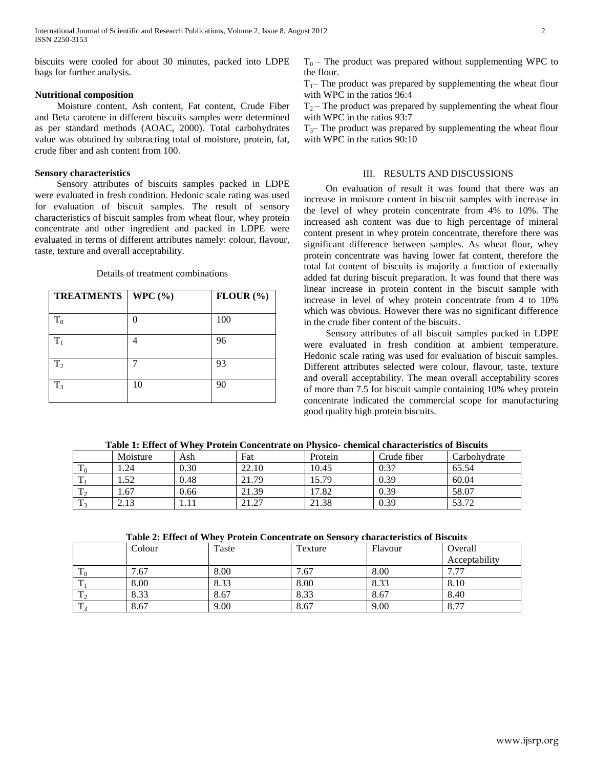biscuits were cooled for about 30 minutes, packed into LDPE bags for further analysis.

**Nutritional composition**

Moisture content, Ash content, Fat content, Crude Fiber and Beta carotene in different biscuits samples were determined as per standard methods (AOAC, 2000). Total carbohydrates value was obtained by subtracting total of moisture, protein, fat, crude fiber and ash content from 100.

**Sensory characteristics**

Sensory attributes of biscuits samples packed in LDPE were evaluated in fresh condition. Hedonic scale rating was used for evaluation of biscuit samples. The result of sensory characteristics of biscuit samples from wheat flour, whey protein concentrate and other ingredient and packed in LDPE were evaluated in terms of different attributes namely: colour, flavour, taste, texture and overall acceptability.

Details of treatment combinations

| TREATMENTS | WPC (%) | FLOUR (%) |
|---|---|---|
| $T_0$ | 0 | 100 |
| $T_1$ | 4 | 96 |
| $T_2$ | 7 | 93 |
| $T_3$ | 10 | 90 |

$T_0$ – The product was prepared without supplementing WPC to the flour.

$T_1$– The product was prepared by supplementing the wheat flour with WPC in the ratios 96:4

$T_2$ – The product was prepared by supplementing the wheat flour with WPC in the ratios 93:7

$T_3$– The product was prepared by supplementing the wheat flour with WPC in the ratios 90:10

## III. RESULTS AND DISCUSSIONS

On evaluation of result it was found that there was an increase in moisture content in biscuit samples with increase in the level of whey protein concentrate from 4% to 10%. The increased ash content was due to high percentage of mineral content present in whey protein concentrate, therefore there was significant difference between samples. As wheat flour, whey protein concentrate was having lower fat content, therefore the total fat content of biscuits is majorily a function of externally added fat during biscuit preparation. It was found that there was linear increase in protein content in the biscuit sample with increase in level of whey protein concentrate from 4 to 10% which was obvious. However there was no significant difference in the crude fiber content of the biscuits.

Sensory attributes of all biscuit samples packed in LDPE were evaluated in fresh condition at ambient temperature. Hedonic scale rating was used for evaluation of biscuit samples. Different attributes selected were colour, flavour, taste, texture and overall acceptability. The mean overall acceptability scores of more than 7.5 for biscuit sample containing 10% whey protein concentrate indicated the commercial scope for manufacturing good quality high protein biscuits.

**Table 1: Effect of Whey Protein Concentrate on Physico- chemical characteristics of Biscuits**

| | Moisture | Ash | Fat | Protein | Crude fiber | Carbohydrate |
|---|---|---|---|---|---|---|
| $T_0$ | 1.24 | 0.30 | 22.10 | 10.45 | 0.37 | 65.54 |
| $T_1$ | 1.52 | 0.48 | 21.79 | 15.79 | 0.39 | 60.04 |
| $T_2$ | 1.67 | 0.66 | 21.39 | 17.82 | 0.39 | 58.07 |
| $T_3$ | 2.13 | 1.11 | 21.27 | 21.38 | 0.39 | 53.72 |

**Table 2: Effect of Whey Protein Concentrate on Sensory characteristics of Biscuits**

| | Colour | Taste | Texture | Flavour | Overall Acceptability |
|---|---|---|---|---|---|
| $T_0$ | 7.67 | 8.00 | 7.67 | 8.00 | 7.77 |
| $T_1$ | 8.00 | 8.33 | 8.00 | 8.33 | 8.10 |
| $T_2$ | 8.33 | 8.67 | 8.33 | 8.67 | 8.40 |
| $T_3$ | 8.67 | 9.00 | 8.67 | 9.00 | 8.77 |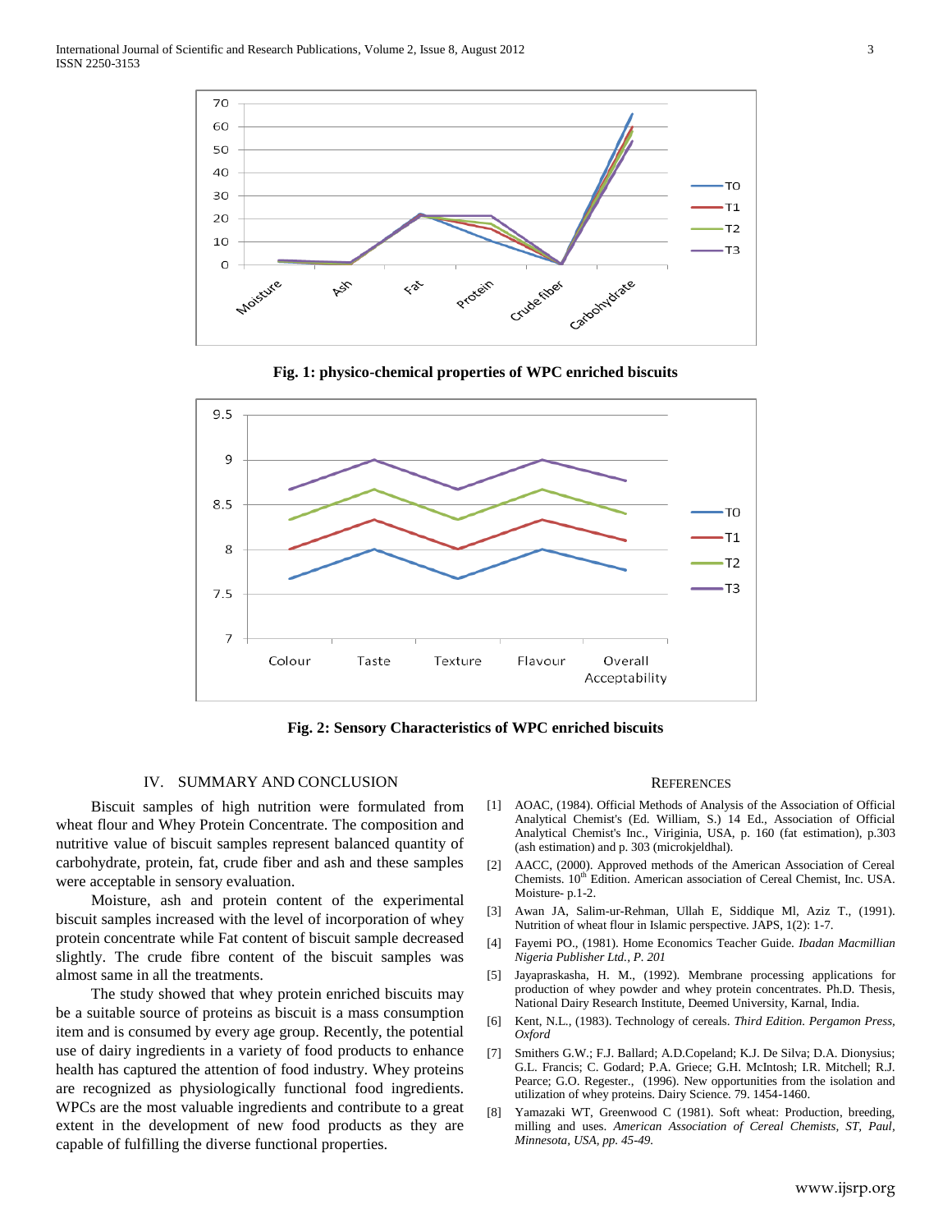Fig. 1: physico-chemical properties of WPC enriched biscuits

Fig. 2: Sensory Characteristics of WPC enriched biscuits

## IV. SUMMARY AND CONCLUSION

Biscuit samples of high nutrition were formulated from wheat flour and Whey Protein Concentrate. The composition and nutritive value of biscuit samples represent balanced quantity of carbohydrate, protein, fat, crude fiber and ash and these samples were acceptable in sensory evaluation.

Moisture, ash and protein content of the experimental biscuit samples increased with the level of incorporation of whey protein concentrate while Fat content of biscuit sample decreased slightly. The crude fibre content of the biscuit samples was almost same in all the treatments.

The study showed that whey protein enriched biscuits may be a suitable source of proteins as biscuit is a mass consumption item and is consumed by every age group. Recently, the potential use of dairy ingredients in a variety of food products to enhance health has captured the attention of food industry. Whey proteins are recognized as physiologically functional food ingredients. WPCs are the most valuable ingredients and contribute to a great extent in the development of new food products as they are capable of fulfilling the diverse functional properties.

## REFERENCES

[1] AOAC, (1984). Official Methods of Analysis of the Association of Official Analytical Chemist's (Ed. William, S.) 14 Ed., Association of Official Analytical Chemist's Inc., Viriginia, USA, p. 160 (fat estimation), p.303 (ash estimation) and p. 303 (microkjeldhal).

[2] AACC, (2000). Approved methods of the American Association of Cereal Chemists. 10th Edition. American association of Cereal Chemist, Inc. USA. Moisture- p.1-2.

[3] Awan JA, Salim-ur-Rehman, Ullah E, Siddique Ml, Aziz T., (1991). Nutrition of wheat flour in Islamic perspective. JAPS, 1(2): 1-7.

[4] Fayemi PO., (1981). Home Economics Teacher Guide. *Ibadan Macmillian Nigeria Publisher Ltd., P. 201*

[5] Jayapraskasha, H. M., (1992). Membrane processing applications for production of whey powder and whey protein concentrates. Ph.D. Thesis, National Dairy Research Institute, Deemed University, Karnal, India.

[6] Kent, N.L., (1983). Technology of cereals. *Third Edition. Pergamon Press, Oxford*

[7] Smithers G.W.; F.J. Ballard; A.D.Copeland; K.J. De Silva; D.A. Dionysius; G.L. Francis; C. Godard; P.A. Griece; G.H. McIntosh; I.R. Mitchell; R.J. Pearce; G.O. Regester., (1996). New opportunities from the isolation and utilization of whey proteins. Dairy Science. 79. 1454-1460.

[8] Yamazaki WT, Greenwood C (1981). Soft wheat: Production, breeding, milling and uses. *American Association of Cereal Chemists, ST, Paul, Minnesota, USA, pp. 45-49.*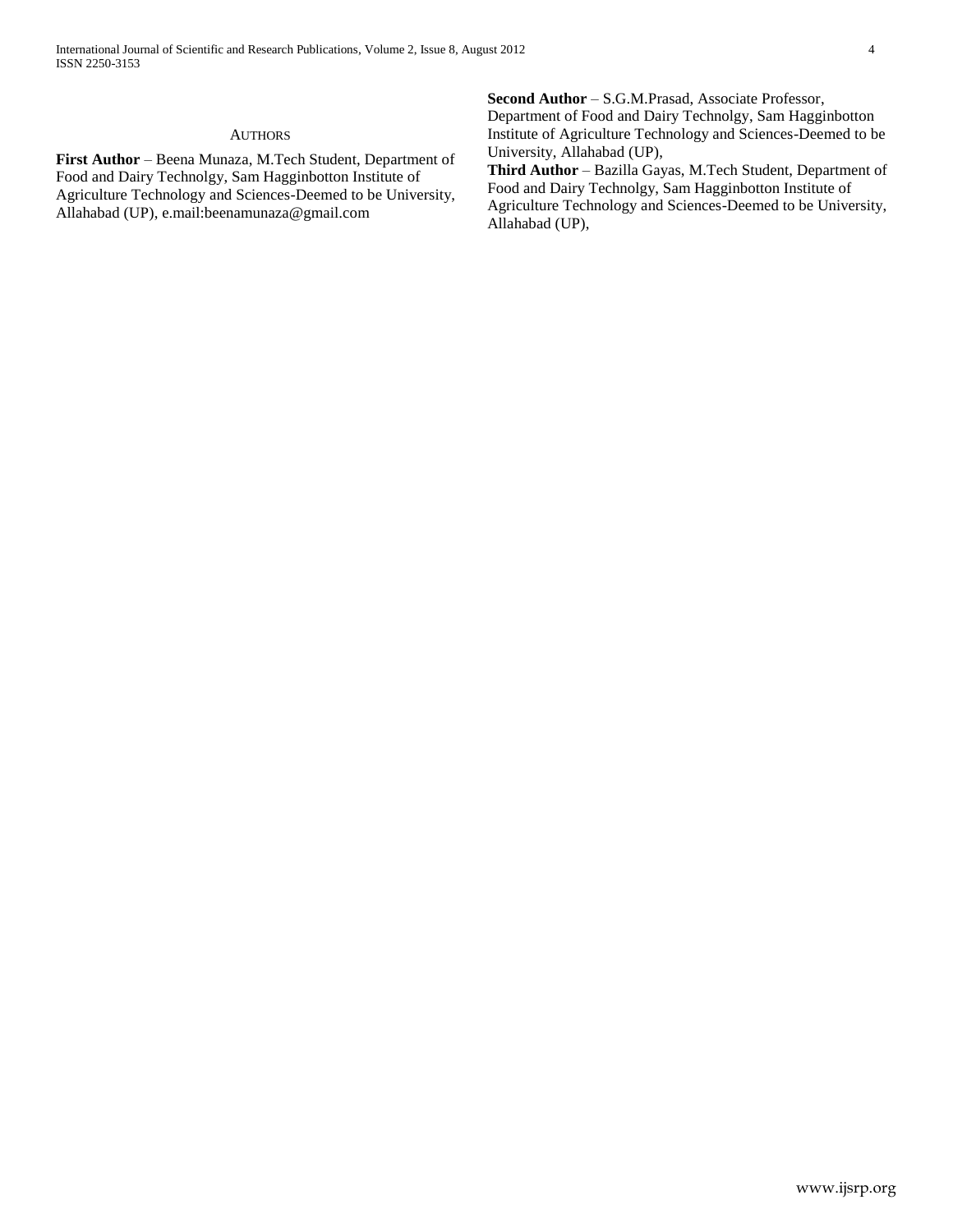## AUTHORS

**First Author** – Beena Munaza, M.Tech Student, Department of Food and Dairy Technolgy, Sam Hagginbotton Institute of Agriculture Technology and Sciences-Deemed to be University, Allahabad (UP), e.mail:beenamunaza@gmail.com

**Second Author** – S.G.M.Prasad, Associate Professor, Department of Food and Dairy Technolgy, Sam Hagginbotton Institute of Agriculture Technology and Sciences-Deemed to be University, Allahabad (UP),

**Third Author** – Bazilla Gayas, M.Tech Student, Department of Food and Dairy Technolgy, Sam Hagginbotton Institute of Agriculture Technology and Sciences-Deemed to be University, Allahabad (UP),